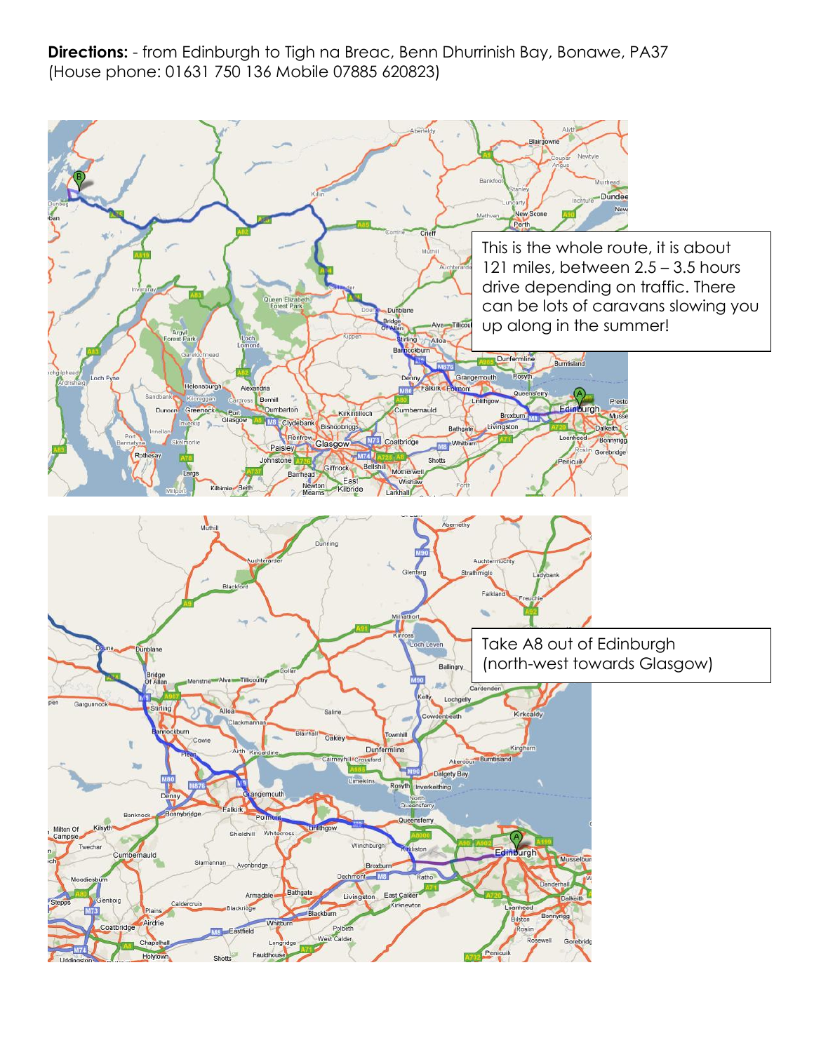**Directions:** - from Edinburgh to Tigh na Breac, Benn Dhurrinish Bay, Bonawe, PA37 (House phone: 01631 750 136 Mobile 07885 620823)

This is the whole route, it is about 121 miles, between 2.5 – 3.5 hours drive depending on traffic. There can be lots of caravans slowing you up along in the summer!

Take A8 out of Edinburgh (north-west towards Glasgow)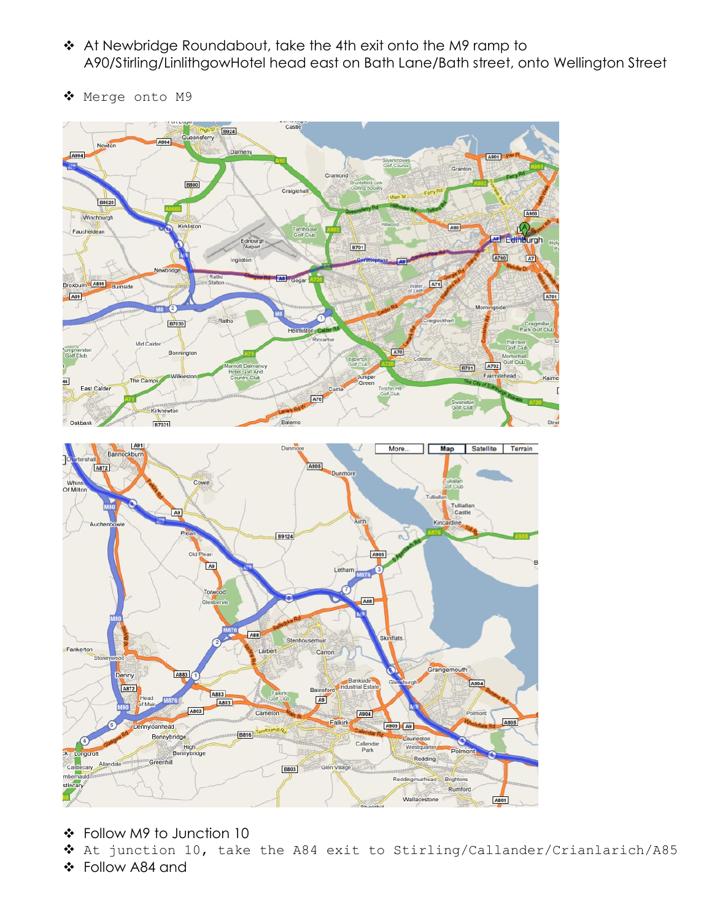- At Newbridge Roundabout, take the 4th exit onto the M9 ramp to A90/Stirling/LinlithgowHotel head east on Bath Lane/Bath street, onto Wellington Street

- Merge onto M9

- Follow M9 to Junction 10
- At junction 10, take the A84 exit to Stirling/Callander/Crianlarich/A85
- Follow A84 and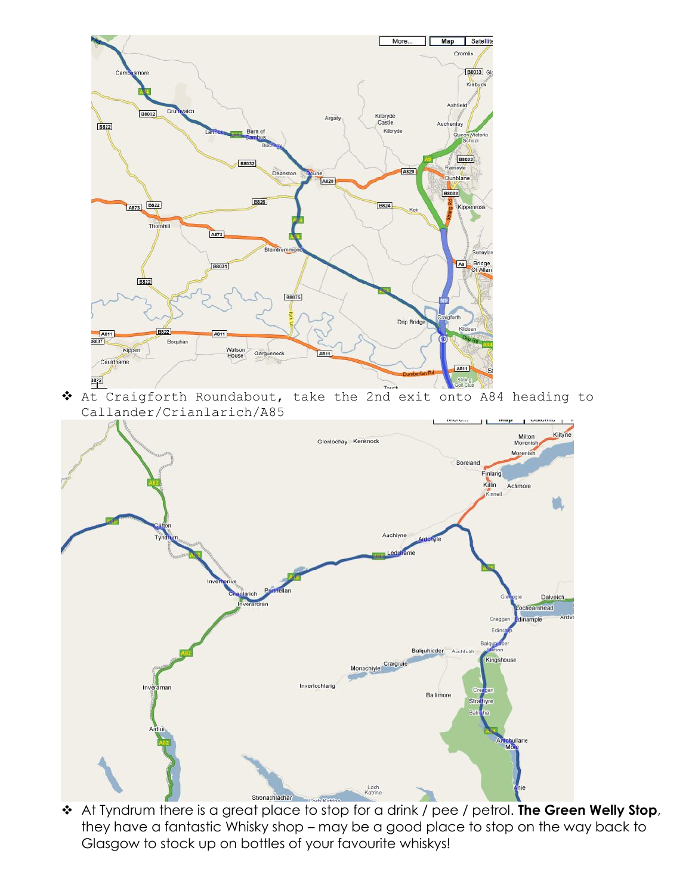- At Craigforth Roundabout, take the 2nd exit onto A84 heading to Callander/Crianlarich/A85

- At Tyndrum there is a great place to stop for a drink / pee / petrol. **The Green Welly Stop**, they have a fantastic Whisky shop – may be a good place to stop on the way back to Glasgow to stock up on bottles of your favourite whiskys!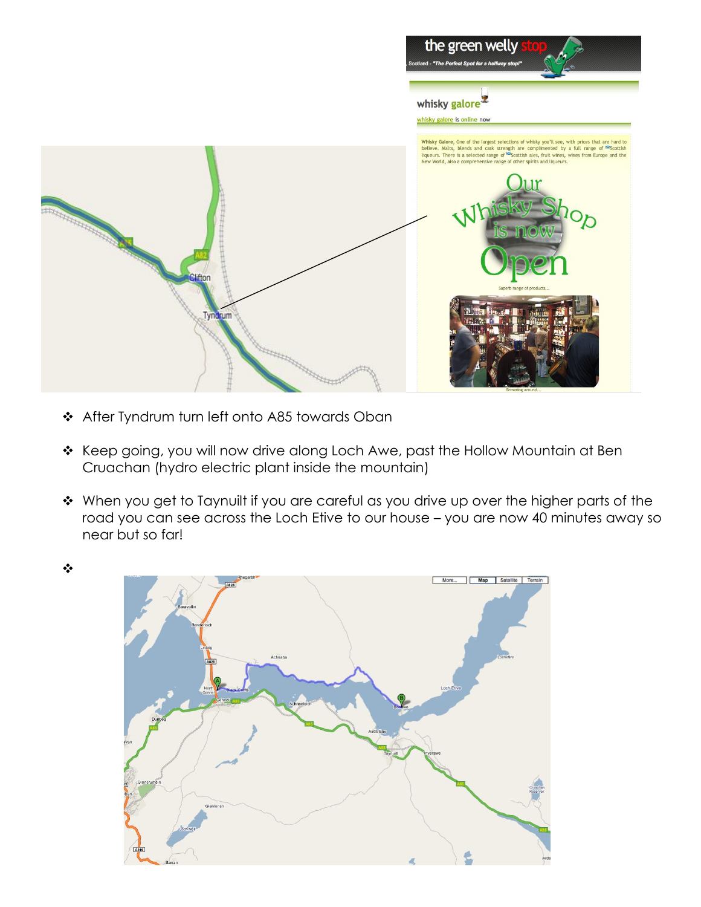- After Tyndrum turn left onto A85 towards Oban

- Keep going, you will now drive along Loch Awe, past the Hollow Mountain at Ben Cruachan (hydro electric plant inside the mountain)

- When you get to Taynuilt if you are careful as you drive up over the higher parts of the road you can see across the Loch Etive to our house – you are now 40 minutes away so near but so far!

-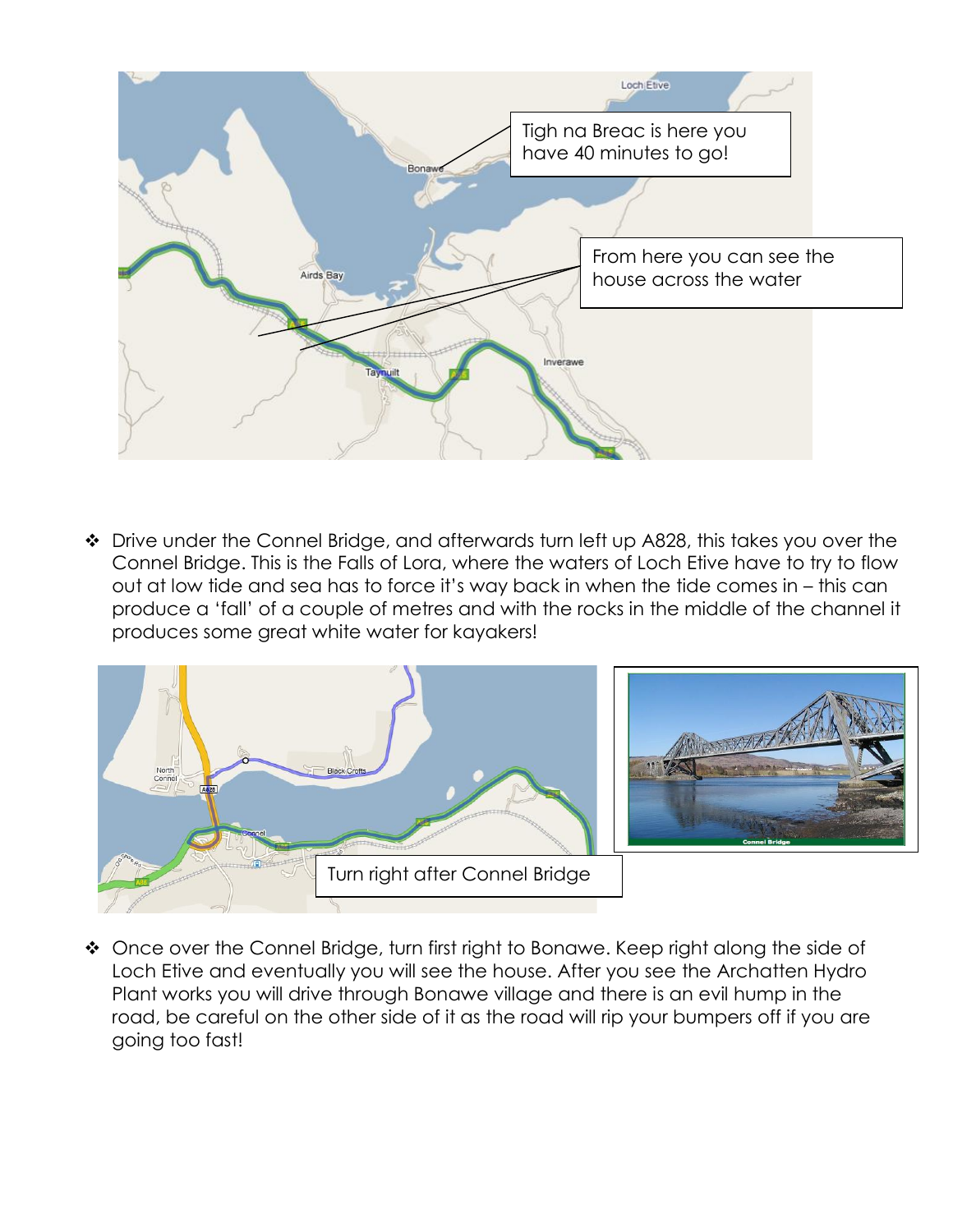Tigh na Breac is here you have 40 minutes to go!

From here you can see the house across the water

- Drive under the Connel Bridge, and afterwards turn left up A828, this takes you over the Connel Bridge. This is the Falls of Lora, where the waters of Loch Etive have to try to flow out at low tide and sea has to force it's way back in when the tide comes in – this can produce a 'fall' of a couple of metres and with the rocks in the middle of the channel it produces some great white water for kayakers!

Turn right after Connel Bridge

- Once over the Connel Bridge, turn first right to Bonawe. Keep right along the side of Loch Etive and eventually you will see the house. After you see the Archatten Hydro Plant works you will drive through Bonawe village and there is an evil hump in the road, be careful on the other side of it as the road will rip your bumpers off if you are going too fast!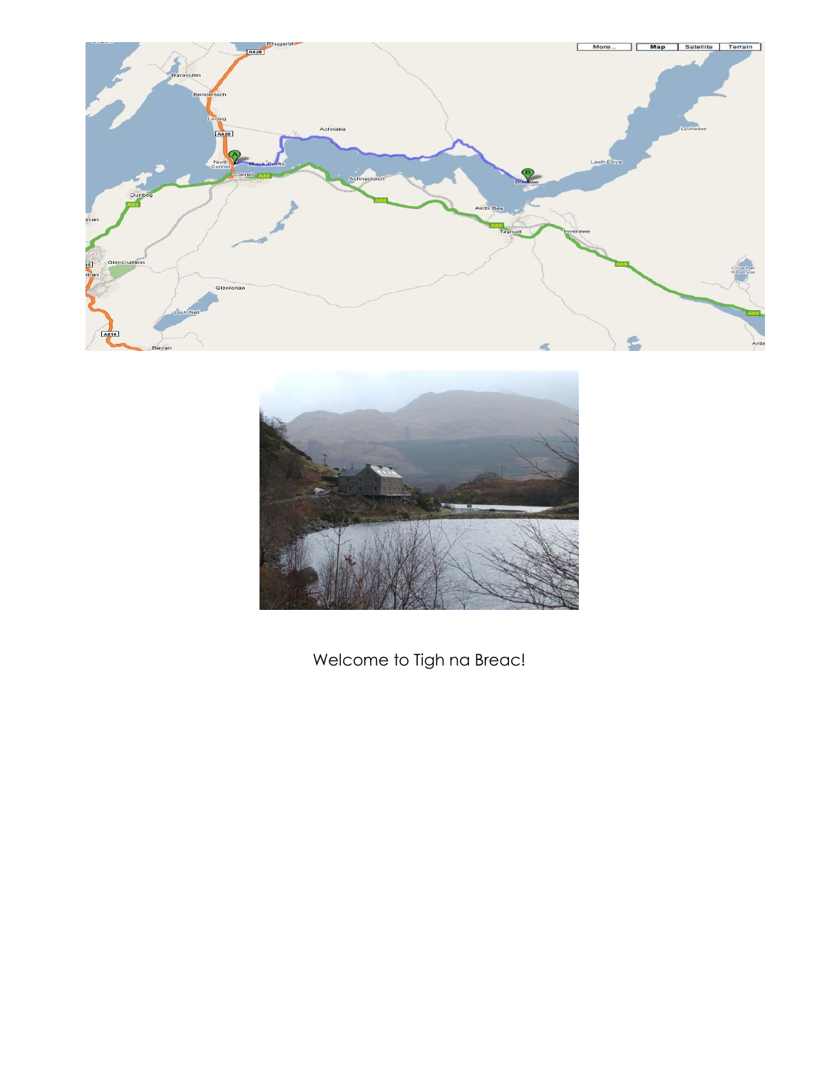Welcome to Tigh na Breac!